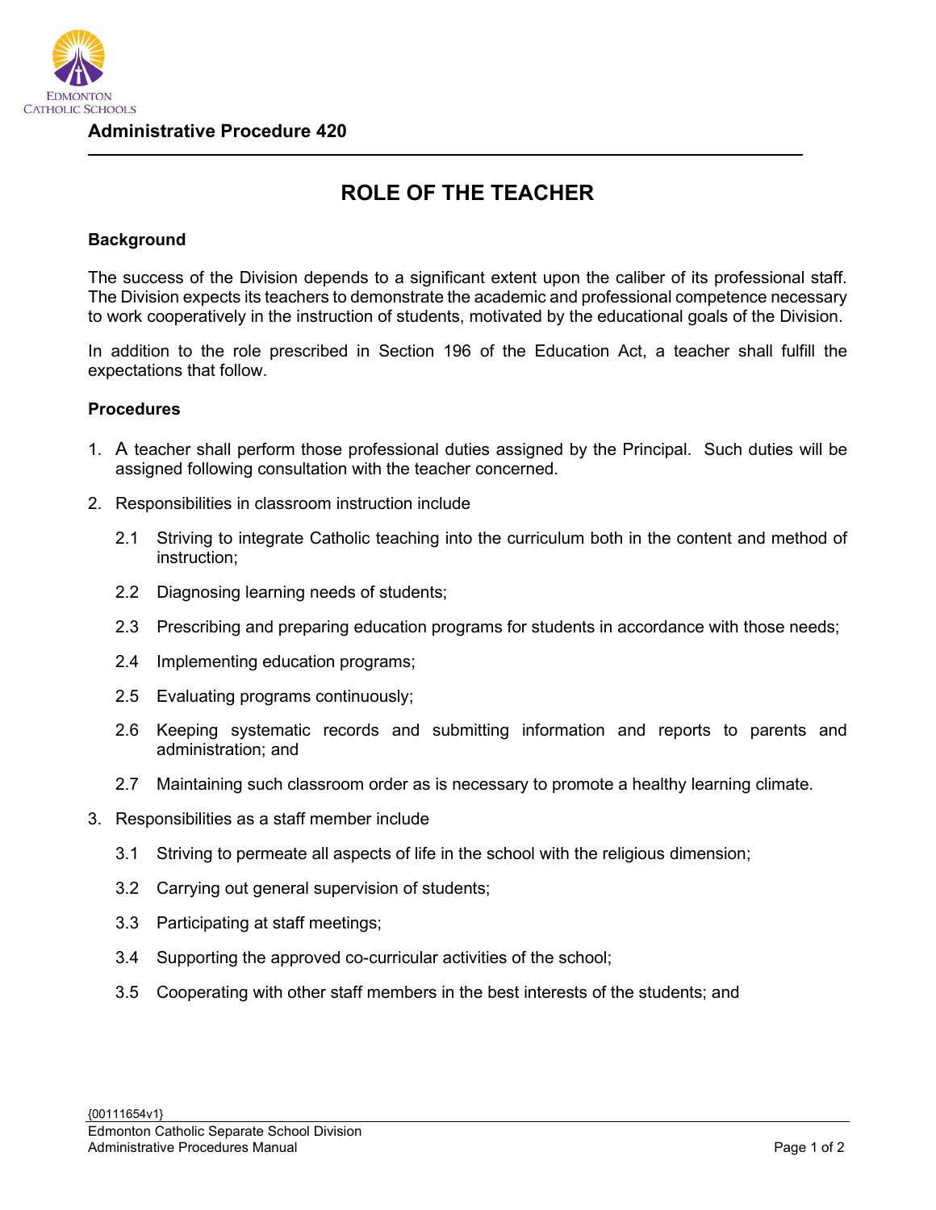**Administrative Procedure 420**

# ROLE OF THE TEACHER

## Background

The success of the Division depends to a significant extent upon the caliber of its professional staff. The Division expects its teachers to demonstrate the academic and professional competence necessary to work cooperatively in the instruction of students, motivated by the educational goals of the Division.

In addition to the role prescribed in Section 196 of the Education Act, a teacher shall fulfill the expectations that follow.

## Procedures

1. A teacher shall perform those professional duties assigned by the Principal. Such duties will be assigned following consultation with the teacher concerned.

2. Responsibilities in classroom instruction include

   2.1 Striving to integrate Catholic teaching into the curriculum both in the content and method of instruction;

   2.2 Diagnosing learning needs of students;

   2.3 Prescribing and preparing education programs for students in accordance with those needs;

   2.4 Implementing education programs;

   2.5 Evaluating programs continuously;

   2.6 Keeping systematic records and submitting information and reports to parents and administration; and

   2.7 Maintaining such classroom order as is necessary to promote a healthy learning climate.

3. Responsibilities as a staff member include

   3.1 Striving to permeate all aspects of life in the school with the religious dimension;

   3.2 Carrying out general supervision of students;

   3.3 Participating at staff meetings;

   3.4 Supporting the approved co-curricular activities of the school;

   3.5 Cooperating with other staff members in the best interests of the students; and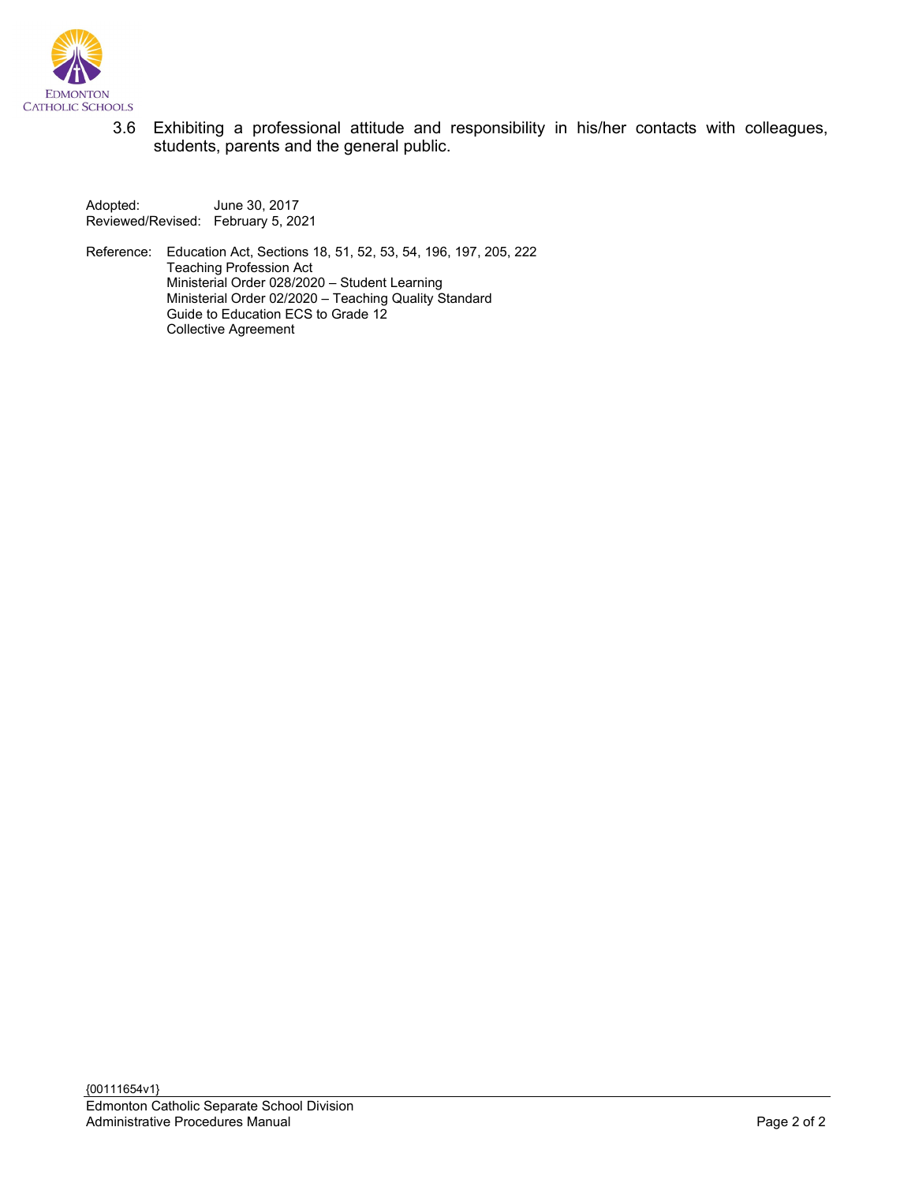3.6 Exhibiting a professional attitude and responsibility in his/her contacts with colleagues, students, parents and the general public.

Adopted: June 30, 2017
Reviewed/Revised: February 5, 2021

Reference: Education Act, Sections 18, 51, 52, 53, 54, 196, 197, 205, 222
Teaching Profession Act
Ministerial Order 028/2020 – Student Learning
Ministerial Order 02/2020 – Teaching Quality Standard
Guide to Education ECS to Grade 12
Collective Agreement